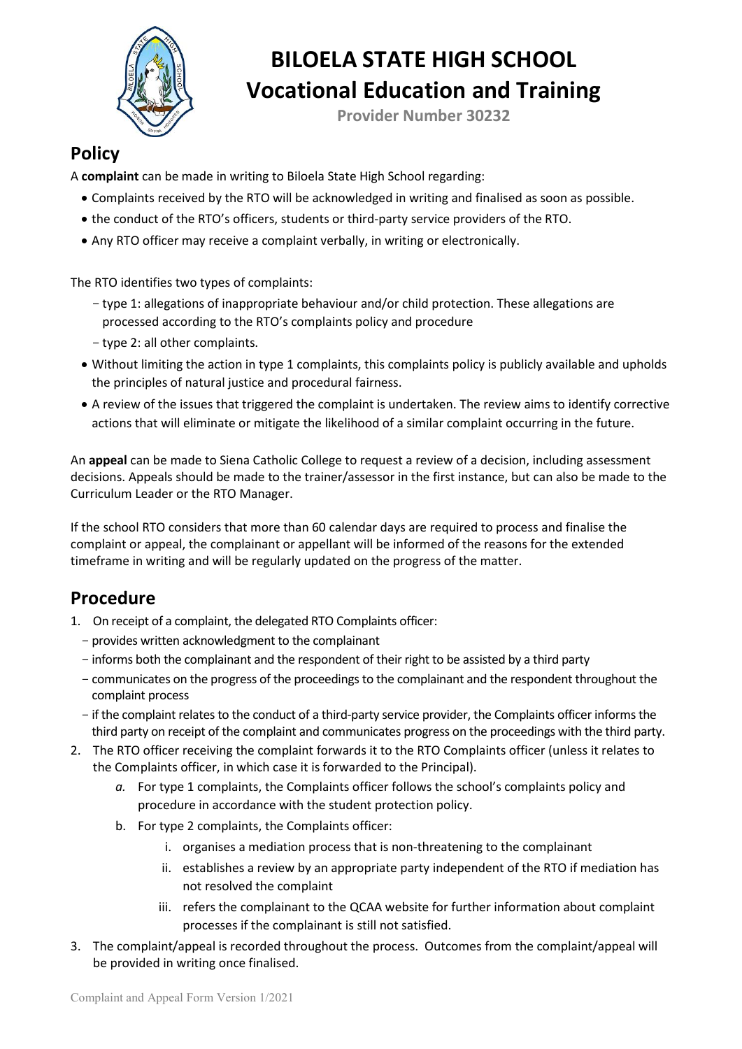# BILOELA STATE HIGH SCHOOL
# Vocational Education and Training

**Provider Number 30232**

## Policy

A **complaint** can be made in writing to Biloela State High School regarding:

- Complaints received by the RTO will be acknowledged in writing and finalised as soon as possible.
- the conduct of the RTO's officers, students or third-party service providers of the RTO.
- Any RTO officer may receive a complaint verbally, in writing or electronically.

The RTO identifies two types of complaints:

- type 1: allegations of inappropriate behaviour and/or child protection. These allegations are processed according to the RTO's complaints policy and procedure
- type 2: all other complaints.

- Without limiting the action in type 1 complaints, this complaints policy is publicly available and upholds the principles of natural justice and procedural fairness.
- A review of the issues that triggered the complaint is undertaken. The review aims to identify corrective actions that will eliminate or mitigate the likelihood of a similar complaint occurring in the future.

An **appeal** can be made to Siena Catholic College to request a review of a decision, including assessment decisions. Appeals should be made to the trainer/assessor in the first instance, but can also be made to the Curriculum Leader or the RTO Manager.

If the school RTO considers that more than 60 calendar days are required to process and finalise the complaint or appeal, the complainant or appellant will be informed of the reasons for the extended timeframe in writing and will be regularly updated on the progress of the matter.

## Procedure

1. On receipt of a complaint, the delegated RTO Complaints officer:
   - provides written acknowledgment to the complainant
   - informs both the complainant and the respondent of their right to be assisted by a third party
   - communicates on the progress of the proceedings to the complainant and the respondent throughout the complaint process
   - if the complaint relates to the conduct of a third-party service provider, the Complaints officer informs the third party on receipt of the complaint and communicates progress on the proceedings with the third party.
2. The RTO officer receiving the complaint forwards it to the RTO Complaints officer (unless it relates to the Complaints officer, in which case it is forwarded to the Principal).
   a. For type 1 complaints, the Complaints officer follows the school's complaints policy and procedure in accordance with the student protection policy.
   b. For type 2 complaints, the Complaints officer:
      i. organises a mediation process that is non-threatening to the complainant
      ii. establishes a review by an appropriate party independent of the RTO if mediation has not resolved the complaint
      iii. refers the complainant to the QCAA website for further information about complaint processes if the complainant is still not satisfied.
3. The complaint/appeal is recorded throughout the process. Outcomes from the complaint/appeal will be provided in writing once finalised.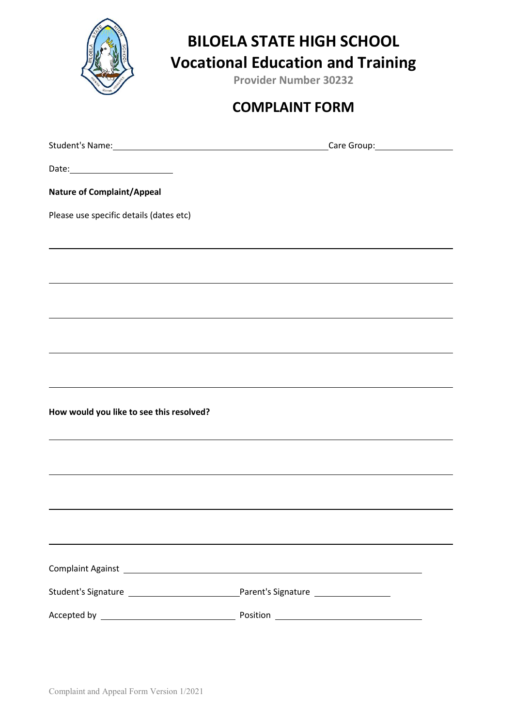# BILOELA STATE HIGH SCHOOL

## Vocational Education and Training

**Provider Number 30232**

## COMPLAINT FORM

Student's Name: ______________________________ Care Group: ______________

Date: ____________________

**Nature of Complaint/Appeal**

Please use specific details (dates etc)

_______________________________________________________________

_______________________________________________________________

_______________________________________________________________

_______________________________________________________________

_______________________________________________________________

**How would you like to see this resolved?**

_______________________________________________________________

_______________________________________________________________

_______________________________________________________________

_______________________________________________________________

Complaint Against ______________________________________________

Student's Signature ____________________ Parent's Signature ______________

Accepted by ______________________ Position ________________________

Complaint and Appeal Form Version 1/2021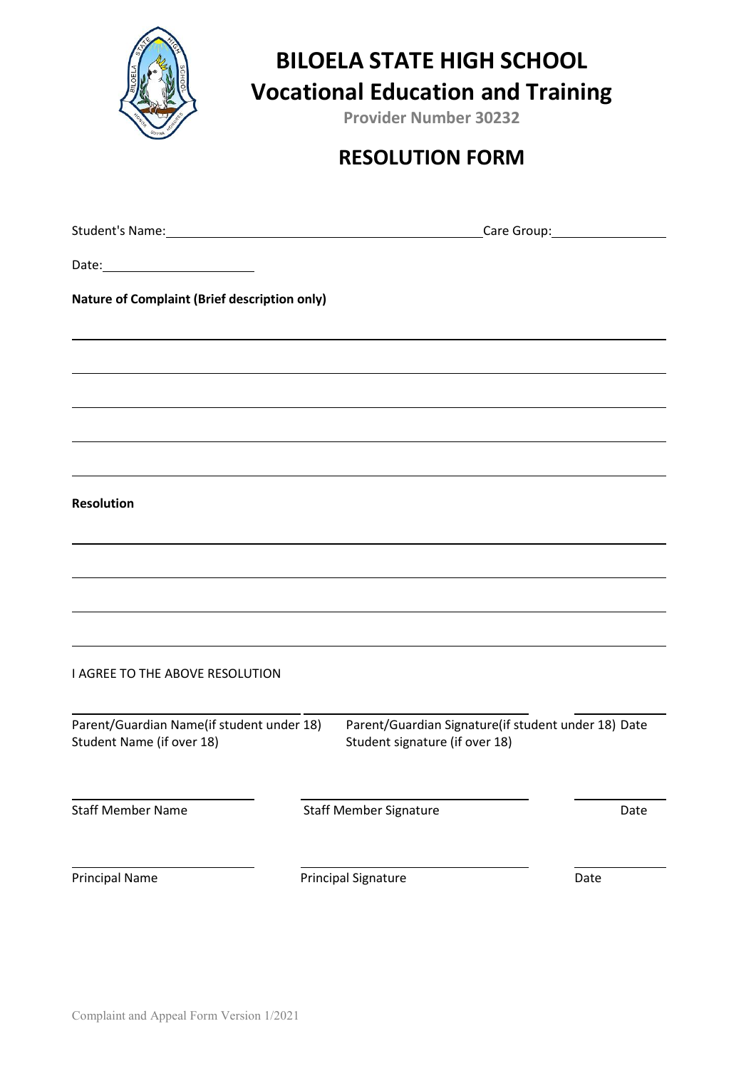# BILOELA STATE HIGH SCHOOL

## Vocational Education and Training

**Provider Number 30232**

## RESOLUTION FORM

Student's Name: ____________________________________________ Care Group: ________________

Date: ______________________

**Nature of Complaint (Brief description only)**

______________________________________________________________________________

______________________________________________________________________________

______________________________________________________________________________

______________________________________________________________________________

______________________________________________________________________________

**Resolution**

______________________________________________________________________________

______________________________________________________________________________

______________________________________________________________________________

______________________________________________________________________________

I AGREE TO THE ABOVE RESOLUTION

| | | |
|---|---|---|
| ______________________ | ______________________ | __________ |
| Parent/Guardian Name(if student under 18)<br>Student Name (if over 18) | Parent/Guardian Signature(if student under 18)<br>Student signature (if over 18) | Date |
| ______________________ | ______________________ | __________ |
| Staff Member Name | Staff Member Signature | Date |
| ______________________ | ______________________ | __________ |
| Principal Name | Principal Signature | Date |

Complaint and Appeal Form Version 1/2021